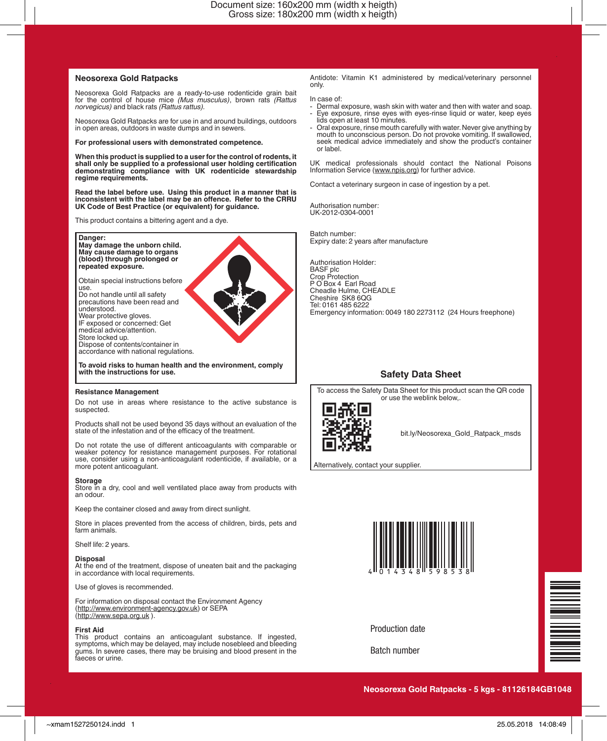## Neosorexa Gold Ratpacks

Neosorexa Gold Ratpacks are a ready-to-use rodenticide grain bait for the control of house mice *(Mus musculus)*, brown rats *(Rattus norvegicus)* and black rats *(Rattus rattus).*

Neosorexa Gold Ratpacks are for use in and around buildings, outdoors in open areas, outdoors in waste dumps and in sewers.

**For professional users with demonstrated competence.**

**When this product is supplied to a user for the control of rodents, it shall only be supplied to a professional user holding certification demonstrating compliance with UK rodenticide stewardship regime requirements.**

**Read the label before use. Using this product in a manner that is inconsistent with the label may be an offence. Refer to the CRRU UK Code of Best Practice (or equivalent) for guidance.**

This product contains a bittering agent and a dye.

**Danger:**
**May damage the unborn child.**
**May cause damage to organs (blood) through prolonged or repeated exposure.**

Obtain special instructions before use.
Do not handle until all safety precautions have been read and understood.
Wear protective gloves.
IF exposed or concerned: Get medical advice/attention.
Store locked up.
Dispose of contents/container in accordance with national regulations.

**To avoid risks to human health and the environment, comply with the instructions for use.**

### Resistance Management

Do not use in areas where resistance to the active substance is suspected.

Products shall not be used beyond 35 days without an evaluation of the state of the infestation and of the efficacy of the treatment.

Do not rotate the use of different anticoagulants with comparable or weaker potency for resistance management purposes. For rotational use, consider using a non-anticoagulant rodenticide, if available, or a more potent anticoagulant.

### Storage

Store in a dry, cool and well ventilated place away from products with an odour.

Keep the container closed and away from direct sunlight.

Store in places prevented from the access of children, birds, pets and farm animals.

Shelf life: 2 years.

### Disposal

At the end of the treatment, dispose of uneaten bait and the packaging in accordance with local requirements.

Use of gloves is recommended.

For information on disposal contact the Environment Agency (http://www.environment-agency.gov.uk) or SEPA (http://www.sepa.org.uk ).

### First Aid

This product contains an anticoagulant substance. If ingested, symptoms, which may be delayed, may include nosebleed and bleeding gums. In severe cases, there may be bruising and blood present in the faeces or urine.

Antidote: Vitamin K1 administered by medical/veterinary personnel only.

In case of:
- Dermal exposure, wash skin with water and then with water and soap.
- Eye exposure, rinse eyes with eyes-rinse liquid or water, keep eyes lids open at least 10 minutes.
- Oral exposure, rinse mouth carefully with water. Never give anything by mouth to unconscious person. Do not provoke vomiting. If swallowed, seek medical advice immediately and show the product's container or label.

UK medical professionals should contact the National Poisons Information Service (www.npis.org) for further advice.

Contact a veterinary surgeon in case of ingestion by a pet.

Authorisation number:
UK-2012-0304-0001

Batch number:
Expiry date: 2 years after manufacture

Authorisation Holder:
BASF plc
Crop Protection
P O Box 4 Earl Road
Cheadle Hulme, CHEADLE
Cheshire SK8 6QG
Tel: 0161 485 6222
Emergency information: 0049 180 2273112 (24 Hours freephone)

## Safety Data Sheet

To access the Safety Data Sheet for this product scan the QR code or use the weblink below,.

bit.ly/Neosorexa_Gold_Ratpack_msds

Alternatively, contact your supplier.

4 014348 598538

Production date

Batch number

**Neosorexa Gold Ratpacks - 5 kgs - 81126184GB1048**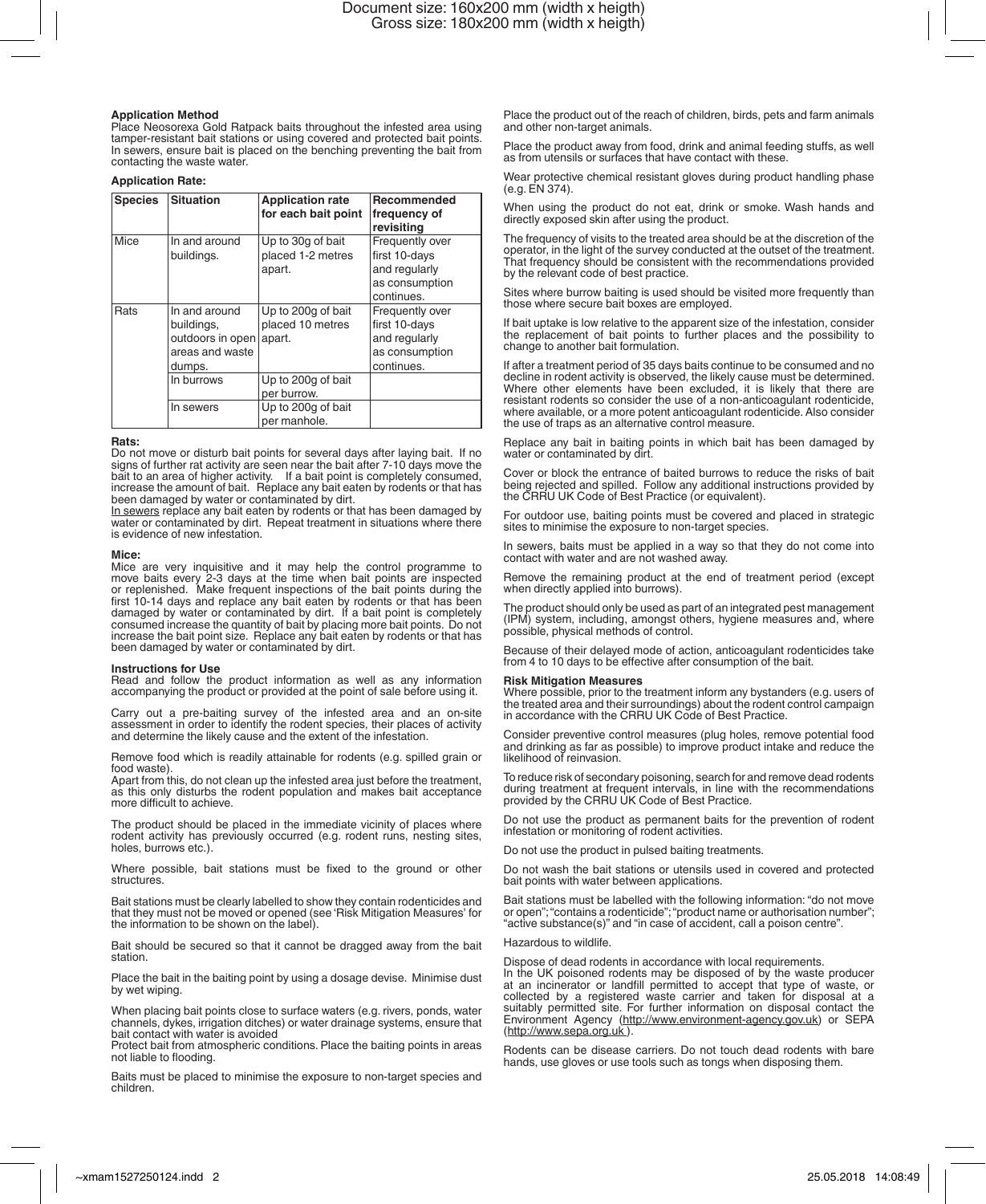**Application Method**

Place Neosorexa Gold Ratpack baits throughout the infested area using tamper-resistant bait stations or using covered and protected bait points. In sewers, ensure bait is placed on the benching preventing the bait from contacting the waste water.

**Application Rate:**

| Species | Situation | Application rate for each bait point | Recommended frequency of revisiting |
|---|---|---|---|
| Mice | In and around buildings. | Up to 30g of bait placed 1-2 metres apart. | Frequently over first 10-days and regularly as consumption continues. |
| Rats | In and around buildings, outdoors in open areas and waste dumps. | Up to 200g of bait placed 10 metres apart. | Frequently over first 10-days and regularly as consumption continues. |
| | In burrows | Up to 200g of bait per burrow. | |
| | In sewers | Up to 200g of bait per manhole. | |

**Rats:**

Do not move or disturb bait points for several days after laying bait. If no signs of further rat activity are seen near the bait after 7-10 days move the bait to an area of higher activity. If a bait point is completely consumed, increase the amount of bait. Replace any bait eaten by rodents or that has been damaged by water or contaminated by dirt.

In sewers replace any bait eaten by rodents or that has been damaged by water or contaminated by dirt. Repeat treatment in situations where there is evidence of new infestation.

**Mice:**

Mice are very inquisitive and it may help the control programme to move baits every 2-3 days at the time when bait points are inspected or replenished. Make frequent inspections of the bait points during the first 10-14 days and replace any bait eaten by rodents or that has been damaged by water or contaminated by dirt. If a bait point is completely consumed increase the quantity of bait by placing more bait points. Do not increase the bait point size. Replace any bait eaten by rodents or that has been damaged by water or contaminated by dirt.

**Instructions for Use**

Read and follow the product information as well as any information accompanying the product or provided at the point of sale before using it.

Carry out a pre-baiting survey of the infested area and an on-site assessment in order to identify the rodent species, their places of activity and determine the likely cause and the extent of the infestation.

Remove food which is readily attainable for rodents (e.g. spilled grain or food waste).
Apart from this, do not clean up the infested area just before the treatment, as this only disturbs the rodent population and makes bait acceptance more difficult to achieve.

The product should be placed in the immediate vicinity of places where rodent activity has previously occurred (e.g. rodent runs, nesting sites, holes, burrows etc.).

Where possible, bait stations must be fixed to the ground or other structures.

Bait stations must be clearly labelled to show they contain rodenticides and that they must not be moved or opened (see 'Risk Mitigation Measures' for the information to be shown on the label).

Bait should be secured so that it cannot be dragged away from the bait station.

Place the bait in the baiting point by using a dosage devise. Minimise dust by wet wiping.

When placing bait points close to surface waters (e.g. rivers, ponds, water channels, dykes, irrigation ditches) or water drainage systems, ensure that bait contact with water is avoided
Protect bait from atmospheric conditions. Place the baiting points in areas not liable to flooding.

Baits must be placed to minimise the exposure to non-target species and children.

Place the product out of the reach of children, birds, pets and farm animals and other non-target animals.

Place the product away from food, drink and animal feeding stuffs, as well as from utensils or surfaces that have contact with these.

Wear protective chemical resistant gloves during product handling phase (e.g. EN 374).

When using the product do not eat, drink or smoke. Wash hands and directly exposed skin after using the product.

The frequency of visits to the treated area should be at the discretion of the operator, in the light of the survey conducted at the outset of the treatment. That frequency should be consistent with the recommendations provided by the relevant code of best practice.

Sites where burrow baiting is used should be visited more frequently than those where secure bait boxes are employed.

If bait uptake is low relative to the apparent size of the infestation, consider the replacement of bait points to further places and the possibility to change to another bait formulation.

If after a treatment period of 35 days baits continue to be consumed and no decline in rodent activity is observed, the likely cause must be determined. Where other elements have been excluded, it is likely that there are resistant rodents so consider the use of a non-anticoagulant rodenticide, where available, or a more potent anticoagulant rodenticide. Also consider the use of traps as an alternative control measure.

Replace any bait in baiting points in which bait has been damaged by water or contaminated by dirt.

Cover or block the entrance of baited burrows to reduce the risks of bait being rejected and spilled. Follow any additional instructions provided by the CRRU UK Code of Best Practice (or equivalent).

For outdoor use, baiting points must be covered and placed in strategic sites to minimise the exposure to non-target species.

In sewers, baits must be applied in a way so that they do not come into contact with water and are not washed away.

Remove the remaining product at the end of treatment period (except when directly applied into burrows).

The product should only be used as part of an integrated pest management (IPM) system, including, amongst others, hygiene measures and, where possible, physical methods of control.

Because of their delayed mode of action, anticoagulant rodenticides take from 4 to 10 days to be effective after consumption of the bait.

**Risk Mitigation Measures**

Where possible, prior to the treatment inform any bystanders (e.g. users of the treated area and their surroundings) about the rodent control campaign in accordance with the CRRU UK Code of Best Practice.

Consider preventive control measures (plug holes, remove potential food and drinking as far as possible) to improve product intake and reduce the likelihood of reinvasion.

To reduce risk of secondary poisoning, search for and remove dead rodents during treatment at frequent intervals, in line with the recommendations provided by the CRRU UK Code of Best Practice.

Do not use the product as permanent baits for the prevention of rodent infestation or monitoring of rodent activities.

Do not use the product in pulsed baiting treatments.

Do not wash the bait stations or utensils used in covered and protected bait points with water between applications.

Bait stations must be labelled with the following information: "do not move or open"; "contains a rodenticide"; "product name or authorisation number"; "active substance(s)" and "in case of accident, call a poison centre".

Hazardous to wildlife.

Dispose of dead rodents in accordance with local requirements.
In the UK poisoned rodents may be disposed of by the waste producer at an incinerator or landfill permitted to accept that type of waste, or collected by a registered waste carrier and taken for disposal at a suitably permitted site. For further information on disposal contact the Environment Agency (http://www.environment-agency.gov.uk) or SEPA (http://www.sepa.org.uk ).

Rodents can be disease carriers. Do not touch dead rodents with bare hands, use gloves or use tools such as tongs when disposing them.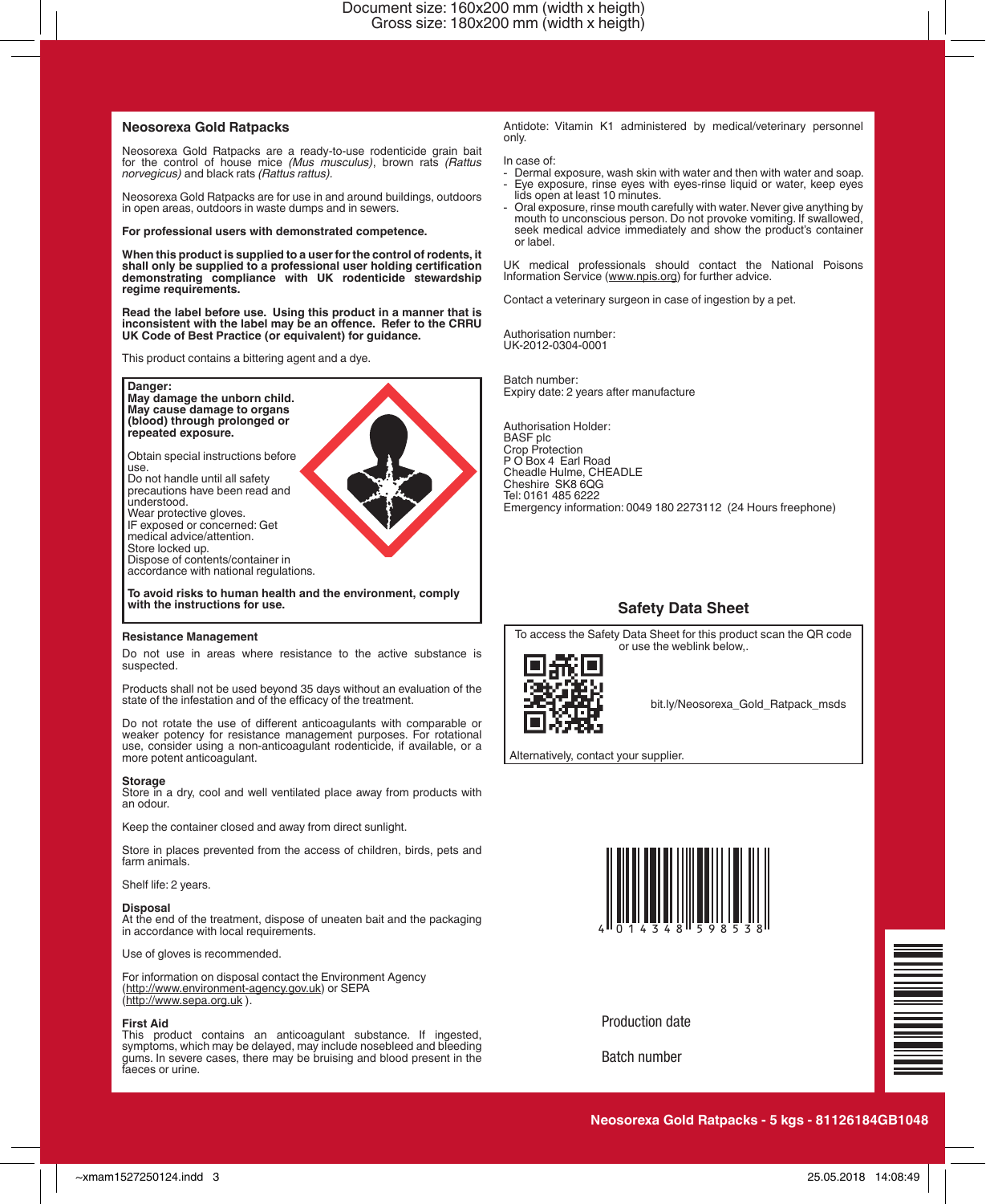## Neosorexa Gold Ratpacks

Neosorexa Gold Ratpacks are a ready-to-use rodenticide grain bait for the control of house mice *(Mus musculus)*, brown rats *(Rattus norvegicus)* and black rats *(Rattus rattus).*

Neosorexa Gold Ratpacks are for use in and around buildings, outdoors in open areas, outdoors in waste dumps and in sewers.

**For professional users with demonstrated competence.**

**When this product is supplied to a user for the control of rodents, it shall only be supplied to a professional user holding certification demonstrating compliance with UK rodenticide stewardship regime requirements.**

**Read the label before use. Using this product in a manner that is inconsistent with the label may be an offence. Refer to the CRRU UK Code of Best Practice (or equivalent) for guidance.**

This product contains a bittering agent and a dye.

**Danger:**
**May damage the unborn child.**
**May cause damage to organs (blood) through prolonged or repeated exposure.**

Obtain special instructions before use.
Do not handle until all safety precautions have been read and understood.
Wear protective gloves.
IF exposed or concerned: Get medical advice/attention.
Store locked up.
Dispose of contents/container in accordance with national regulations.

**To avoid risks to human health and the environment, comply with the instructions for use.**

### Resistance Management

Do not use in areas where resistance to the active substance is suspected.

Products shall not be used beyond 35 days without an evaluation of the state of the infestation and of the efficacy of the treatment.

Do not rotate the use of different anticoagulants with comparable or weaker potency for resistance management purposes. For rotational use, consider using a non-anticoagulant rodenticide, if available, or a more potent anticoagulant.

### Storage

Store in a dry, cool and well ventilated place away from products with an odour.

Keep the container closed and away from direct sunlight.

Store in places prevented from the access of children, birds, pets and farm animals.

Shelf life: 2 years.

### Disposal

At the end of the treatment, dispose of uneaten bait and the packaging in accordance with local requirements.

Use of gloves is recommended.

For information on disposal contact the Environment Agency (http://www.environment-agency.gov.uk) or SEPA (http://www.sepa.org.uk ).

### First Aid

This product contains an anticoagulant substance. If ingested, symptoms, which may be delayed, may include nosebleed and bleeding gums. In severe cases, there may be bruising and blood present in the faeces or urine.

Antidote: Vitamin K1 administered by medical/veterinary personnel only.

In case of:

- Dermal exposure, wash skin with water and then with water and soap.
- Eye exposure, rinse eyes with eyes-rinse liquid or water, keep eyes lids open at least 10 minutes.
- Oral exposure, rinse mouth carefully with water. Never give anything by mouth to unconscious person. Do not provoke vomiting. If swallowed, seek medical advice immediately and show the product's container or label.

UK medical professionals should contact the National Poisons Information Service (www.npis.org) for further advice.

Contact a veterinary surgeon in case of ingestion by a pet.

Authorisation number:
UK-2012-0304-0001

Batch number:
Expiry date: 2 years after manufacture

Authorisation Holder:
BASF plc
Crop Protection
P O Box 4 Earl Road
Cheadle Hulme, CHEADLE
Cheshire SK8 6QG
Tel: 0161 485 6222
Emergency information: 0049 180 2273112 (24 Hours freephone)

### Safety Data Sheet

To access the Safety Data Sheet for this product scan the QR code or use the weblink below,.

bit.ly/Neosorexa_Gold_Ratpack_msds

Alternatively, contact your supplier.

4 014348 598538

Production date

Batch number

**Neosorexa Gold Ratpacks - 5 kgs - 81126184GB1048**